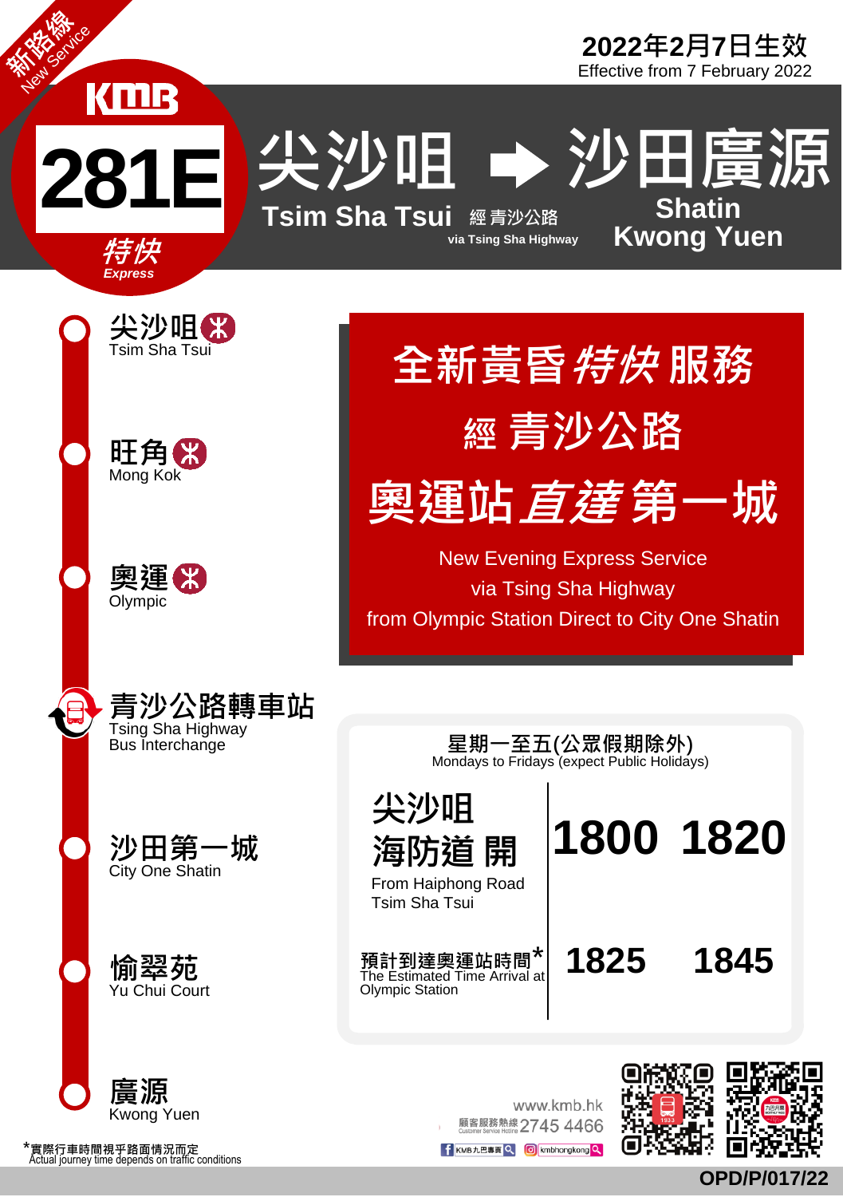新路綫 New Service

KMB

# 281E 特快 Express

2022年2月7日生效
Effective from 7 February 2022

# 尖沙咀 → 沙田廣源
Tsim Sha Tsui 經青沙公路 via Tsing Sha Highway → Shatin Kwong Yuen

- 尖沙咀 Tsim Sha Tsui
- 旺角 Mong Kok
- 奧運 Olympic
- 青沙公路轉車站 Tsing Sha Highway Bus Interchange
- 沙田第一城 City One Shatin
- 愉翠苑 Yu Chui Court
- 廣源 Kwong Yuen

## 全新黃昏*特快*服務 經青沙公路 奧運站*直達*第一城

New Evening Express Service via Tsing Sha Highway from Olympic Station Direct to City One Shatin

星期一至五(公眾假期除外)
Mondays to Fridays (expect Public Holidays)

| | | |
|---|---|---|
| 尖沙咀海防道 開 From Haiphong Road Tsim Sha Tsui | 1800 | 1820 |
| 預計到達奧運站時間* The Estimated Time Arrival at Olympic Station | 1825 | 1845 |

*實際行車時間視乎路面情況而定
Actual journey time depends on traffic conditions

www.kmb.hk
顧客服務熱綫 Customer Service Hotline 2745 4466
KMB九巴專頁 kmbhongkong

OPD/P/017/22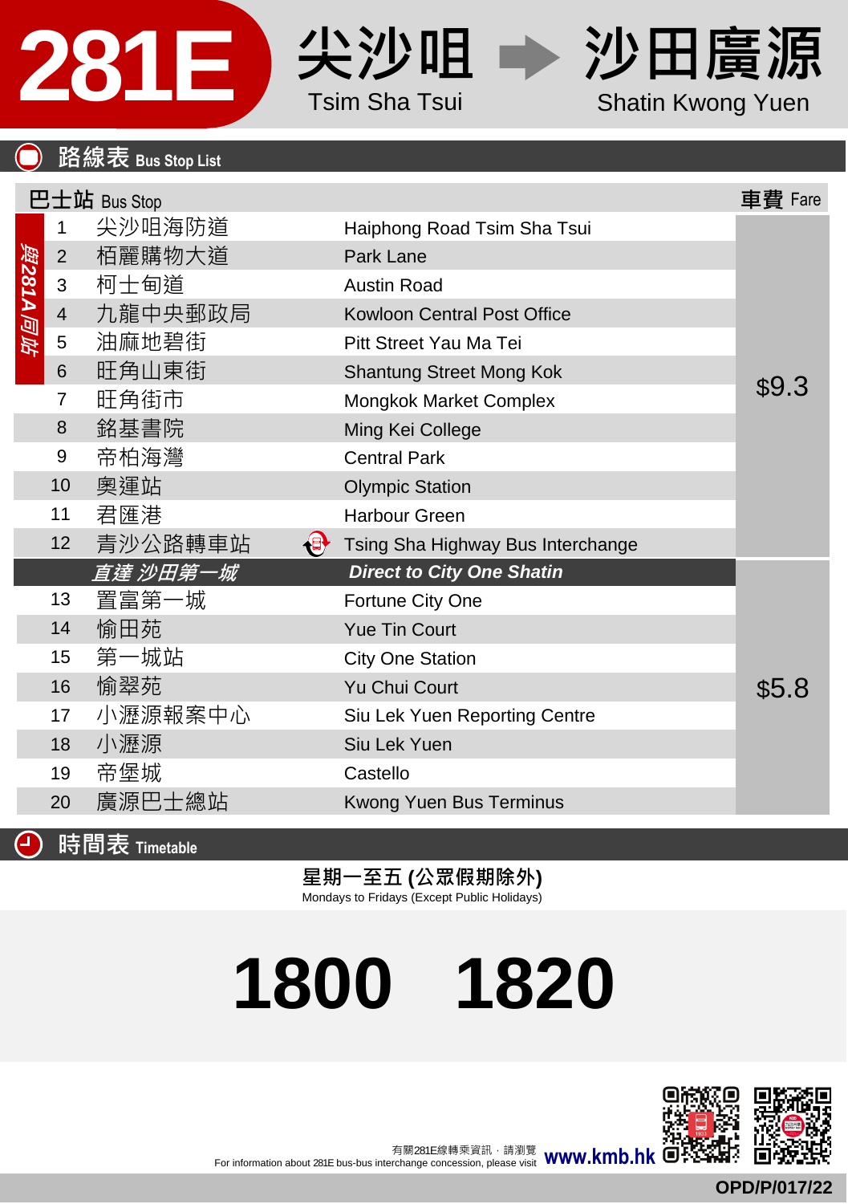# 281E 尖沙咀 → 沙田廣源

Tsim Sha Tsui → Shatin Kwong Yuen

## 路線表 Bus Stop List

| | 巴士站 Bus Stop | | 車費 Fare |
|---|---|---|---|
| 1 | 尖沙咀海防道 | Haiphong Road Tsim Sha Tsui | $9.3 |
| 2 | 栢麗購物大道 | Park Lane | |
| 3 | 柯士甸道 | Austin Road | |
| 4 | 九龍中央郵政局 | Kowloon Central Post Office | |
| 5 | 油麻地碧街 | Pitt Street Yau Ma Tei | |
| 6 | 旺角山東街 | Shantung Street Mong Kok | |
| 7 | 旺角街市 | Mongkok Market Complex | |
| 8 | 銘基書院 | Ming Kei College | |
| 9 | 帝柏海灣 | Central Park | |
| 10 | 奧運站 | Olympic Station | |
| 11 | 君匯港 | Harbour Green | |
| 12 | 青沙公路轉車站 | Tsing Sha Highway Bus Interchange | |
| | *直達 沙田第一城* | *Direct to City One Shatin* | |
| 13 | 置富第一城 | Fortune City One | $5.8 |
| 14 | 愉田苑 | Yue Tin Court | |
| 15 | 第一城站 | City One Station | |
| 16 | 愉翠苑 | Yu Chui Court | |
| 17 | 小瀝源報案中心 | Siu Lek Yuen Reporting Centre | |
| 18 | 小瀝源 | Siu Lek Yuen | |
| 19 | 帝堡城 | Castello | |
| 20 | 廣源巴士總站 | Kwong Yuen Bus Terminus | |

與281A同站 (stops 1–6)

## 時間表 Timetable

**星期一至五 (公眾假期除外)**

Mondays to Fridays (Except Public Holidays)

**1800　1820**

有關281E線轉乘資訊，請瀏覽
For information about 281E bus-bus interchange concession, please visit www.kmb.hk

OPD/P/017/22